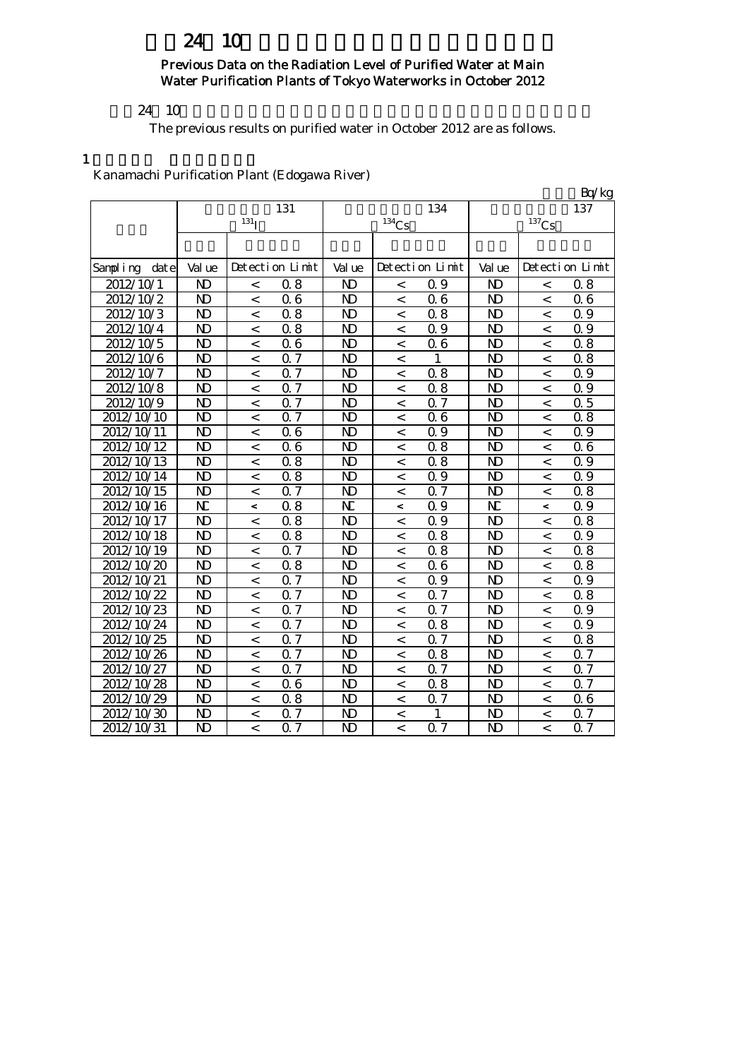# 24 10

## Previous Data on the Radiation Level of Purified Water at Main Water Purification Plants of Tokyo Waterworks in October 2012

24 10

The previous results on purified water in October 2012 are as follows.

1

Kanamachi Purification Plant (Edogawa River)

Bq/kg

| | 131 $^{131}$I | | | 134 $^{134}$Cs | | | 137 $^{137}$Cs | | |
|---|---|---|---|---|---|---|---|---|---|
| Sampling date | Value | Detection Limit | | Value | Detection Limit | | Value | Detection Limit | |
| 2012/10/1 | ND | < | 0.8 | ND | < | 0.9 | ND | < | 0.8 |
| 2012/10/2 | ND | < | 0.6 | ND | < | 0.6 | ND | < | 0.6 |
| 2012/10/3 | ND | < | 0.8 | ND | < | 0.8 | ND | < | 0.9 |
| 2012/10/4 | ND | < | 0.8 | ND | < | 0.9 | ND | < | 0.9 |
| 2012/10/5 | ND | < | 0.6 | ND | < | 0.6 | ND | < | 0.8 |
| 2012/10/6 | ND | < | 0.7 | ND | < | 1 | ND | < | 0.8 |
| 2012/10/7 | ND | < | 0.7 | ND | < | 0.8 | ND | < | 0.9 |
| 2012/10/8 | ND | < | 0.7 | ND | < | 0.8 | ND | < | 0.9 |
| 2012/10/9 | ND | < | 0.7 | ND | < | 0.7 | ND | < | 0.5 |
| 2012/10/10 | ND | < | 0.7 | ND | < | 0.6 | ND | < | 0.8 |
| 2012/10/11 | ND | < | 0.6 | ND | < | 0.9 | ND | < | 0.9 |
| 2012/10/12 | ND | < | 0.6 | ND | < | 0.8 | ND | < | 0.6 |
| 2012/10/13 | ND | < | 0.8 | ND | < | 0.8 | ND | < | 0.9 |
| 2012/10/14 | ND | < | 0.8 | ND | < | 0.9 | ND | < | 0.9 |
| 2012/10/15 | ND | < | 0.7 | ND | < | 0.7 | ND | < | 0.8 |
| 2012/10/16 | NC | < | 0.8 | NC | < | 0.9 | NC | < | 0.9 |
| 2012/10/17 | ND | < | 0.8 | ND | < | 0.9 | ND | < | 0.8 |
| 2012/10/18 | ND | < | 0.8 | ND | < | 0.8 | ND | < | 0.9 |
| 2012/10/19 | ND | < | 0.7 | ND | < | 0.8 | ND | < | 0.8 |
| 2012/10/20 | ND | < | 0.8 | ND | < | 0.6 | ND | < | 0.8 |
| 2012/10/21 | ND | < | 0.7 | ND | < | 0.9 | ND | < | 0.9 |
| 2012/10/22 | ND | < | 0.7 | ND | < | 0.7 | ND | < | 0.8 |
| 2012/10/23 | ND | < | 0.7 | ND | < | 0.7 | ND | < | 0.9 |
| 2012/10/24 | ND | < | 0.7 | ND | < | 0.8 | ND | < | 0.9 |
| 2012/10/25 | ND | < | 0.7 | ND | < | 0.7 | ND | < | 0.8 |
| 2012/10/26 | ND | < | 0.7 | ND | < | 0.8 | ND | < | 0.7 |
| 2012/10/27 | ND | < | 0.7 | ND | < | 0.7 | ND | < | 0.7 |
| 2012/10/28 | ND | < | 0.6 | ND | < | 0.8 | ND | < | 0.7 |
| 2012/10/29 | ND | < | 0.8 | ND | < | 0.7 | ND | < | 0.6 |
| 2012/10/30 | ND | < | 0.7 | ND | < | 1 | ND | < | 0.7 |
| 2012/10/31 | ND | < | 0.7 | ND | < | 0.7 | ND | < | 0.7 |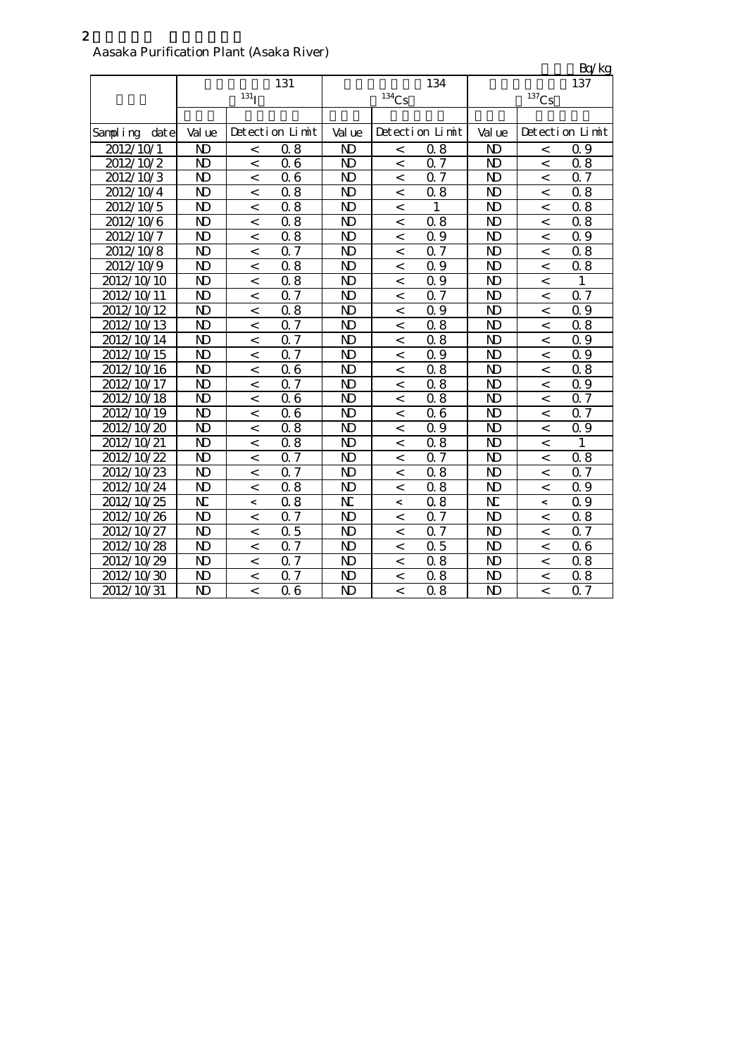2

Aasaka Purification Plant (Asaka River)

Bq/kg

| | 131 $^{131}I$ | | 134 $^{134}Cs$ | | 137 $^{137}Cs$ | |
|---|---|---|---|---|---|---|
| Sampling date | Value | Detection Limit | Value | Detection Limit | Value | Detection Limit |
| 2012/10/1 | ND | < 0.8 | ND | < 0.8 | ND | < 0.9 |
| 2012/10/2 | ND | < 0.6 | ND | < 0.7 | ND | < 0.8 |
| 2012/10/3 | ND | < 0.6 | ND | < 0.7 | ND | < 0.7 |
| 2012/10/4 | ND | < 0.8 | ND | < 0.8 | ND | < 0.8 |
| 2012/10/5 | ND | < 0.8 | ND | < 1 | ND | < 0.8 |
| 2012/10/6 | ND | < 0.8 | ND | < 0.8 | ND | < 0.8 |
| 2012/10/7 | ND | < 0.8 | ND | < 0.9 | ND | < 0.9 |
| 2012/10/8 | ND | < 0.7 | ND | < 0.7 | ND | < 0.8 |
| 2012/10/9 | ND | < 0.8 | ND | < 0.9 | ND | < 0.8 |
| 2012/10/10 | ND | < 0.8 | ND | < 0.9 | ND | < 1 |
| 2012/10/11 | ND | < 0.7 | ND | < 0.7 | ND | < 0.7 |
| 2012/10/12 | ND | < 0.8 | ND | < 0.9 | ND | < 0.9 |
| 2012/10/13 | ND | < 0.7 | ND | < 0.8 | ND | < 0.8 |
| 2012/10/14 | ND | < 0.7 | ND | < 0.8 | ND | < 0.9 |
| 2012/10/15 | ND | < 0.7 | ND | < 0.9 | ND | < 0.9 |
| 2012/10/16 | ND | < 0.6 | ND | < 0.8 | ND | < 0.8 |
| 2012/10/17 | ND | < 0.7 | ND | < 0.8 | ND | < 0.9 |
| 2012/10/18 | ND | < 0.6 | ND | < 0.8 | ND | < 0.7 |
| 2012/10/19 | ND | < 0.6 | ND | < 0.6 | ND | < 0.7 |
| 2012/10/20 | ND | < 0.8 | ND | < 0.9 | ND | < 0.9 |
| 2012/10/21 | ND | < 0.8 | ND | < 0.8 | ND | < 1 |
| 2012/10/22 | ND | < 0.7 | ND | < 0.7 | ND | < 0.8 |
| 2012/10/23 | ND | < 0.7 | ND | < 0.8 | ND | < 0.7 |
| 2012/10/24 | ND | < 0.8 | ND | < 0.8 | ND | < 0.9 |
| 2012/10/25 | NC | < 0.8 | NC | < 0.8 | NC | < 0.9 |
| 2012/10/26 | ND | < 0.7 | ND | < 0.7 | ND | < 0.8 |
| 2012/10/27 | ND | < 0.5 | ND | < 0.7 | ND | < 0.7 |
| 2012/10/28 | ND | < 0.7 | ND | < 0.5 | ND | < 0.6 |
| 2012/10/29 | ND | < 0.7 | ND | < 0.8 | ND | < 0.8 |
| 2012/10/30 | ND | < 0.7 | ND | < 0.8 | ND | < 0.8 |
| 2012/10/31 | ND | < 0.6 | ND | < 0.8 | ND | < 0.7 |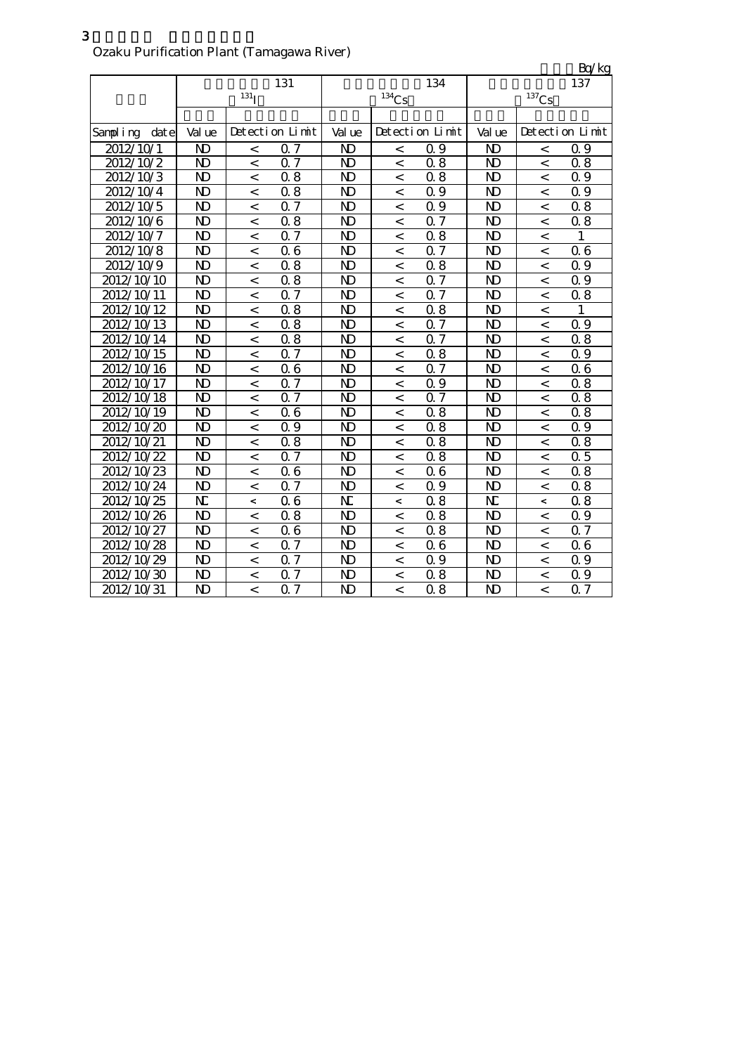3

Ozaku Purification Plant (Tamagawa River)

Bq/kg

| | 131 | | | 134 | | | 137 | | |
|---|---|---|---|---|---|---|---|---|---|
| | $^{131}I$ | | | $^{134}Cs$ | | | $^{137}Cs$ | | |
| Sampling date | Value | Detection Limit | | Value | Detection Limit | | Value | Detection Limit | |
| 2012/10/1 | ND | < | 0.7 | ND | < | 0.9 | ND | < | 0.9 |
| 2012/10/2 | ND | < | 0.7 | ND | < | 0.8 | ND | < | 0.8 |
| 2012/10/3 | ND | < | 0.8 | ND | < | 0.8 | ND | < | 0.9 |
| 2012/10/4 | ND | < | 0.8 | ND | < | 0.9 | ND | < | 0.9 |
| 2012/10/5 | ND | < | 0.7 | ND | < | 0.9 | ND | < | 0.8 |
| 2012/10/6 | ND | < | 0.8 | ND | < | 0.7 | ND | < | 0.8 |
| 2012/10/7 | ND | < | 0.7 | ND | < | 0.8 | ND | < | 1 |
| 2012/10/8 | ND | < | 0.6 | ND | < | 0.7 | ND | < | 0.6 |
| 2012/10/9 | ND | < | 0.8 | ND | < | 0.8 | ND | < | 0.9 |
| 2012/10/10 | ND | < | 0.8 | ND | < | 0.7 | ND | < | 0.9 |
| 2012/10/11 | ND | < | 0.7 | ND | < | 0.7 | ND | < | 0.8 |
| 2012/10/12 | ND | < | 0.8 | ND | < | 0.8 | ND | < | 1 |
| 2012/10/13 | ND | < | 0.8 | ND | < | 0.7 | ND | < | 0.9 |
| 2012/10/14 | ND | < | 0.8 | ND | < | 0.7 | ND | < | 0.8 |
| 2012/10/15 | ND | < | 0.7 | ND | < | 0.8 | ND | < | 0.9 |
| 2012/10/16 | ND | < | 0.6 | ND | < | 0.7 | ND | < | 0.6 |
| 2012/10/17 | ND | < | 0.7 | ND | < | 0.9 | ND | < | 0.8 |
| 2012/10/18 | ND | < | 0.7 | ND | < | 0.7 | ND | < | 0.8 |
| 2012/10/19 | ND | < | 0.6 | ND | < | 0.8 | ND | < | 0.8 |
| 2012/10/20 | ND | < | 0.9 | ND | < | 0.8 | ND | < | 0.9 |
| 2012/10/21 | ND | < | 0.8 | ND | < | 0.8 | ND | < | 0.8 |
| 2012/10/22 | ND | < | 0.7 | ND | < | 0.8 | ND | < | 0.5 |
| 2012/10/23 | ND | < | 0.6 | ND | < | 0.6 | ND | < | 0.8 |
| 2012/10/24 | ND | < | 0.7 | ND | < | 0.9 | ND | < | 0.8 |
| 2012/10/25 | NC | < | 0.6 | NC | < | 0.8 | NC | < | 0.8 |
| 2012/10/26 | ND | < | 0.8 | ND | < | 0.8 | ND | < | 0.9 |
| 2012/10/27 | ND | < | 0.6 | ND | < | 0.8 | ND | < | 0.7 |
| 2012/10/28 | ND | < | 0.7 | ND | < | 0.6 | ND | < | 0.6 |
| 2012/10/29 | ND | < | 0.7 | ND | < | 0.9 | ND | < | 0.9 |
| 2012/10/30 | ND | < | 0.7 | ND | < | 0.8 | ND | < | 0.9 |
| 2012/10/31 | ND | < | 0.7 | ND | < | 0.8 | ND | < | 0.7 |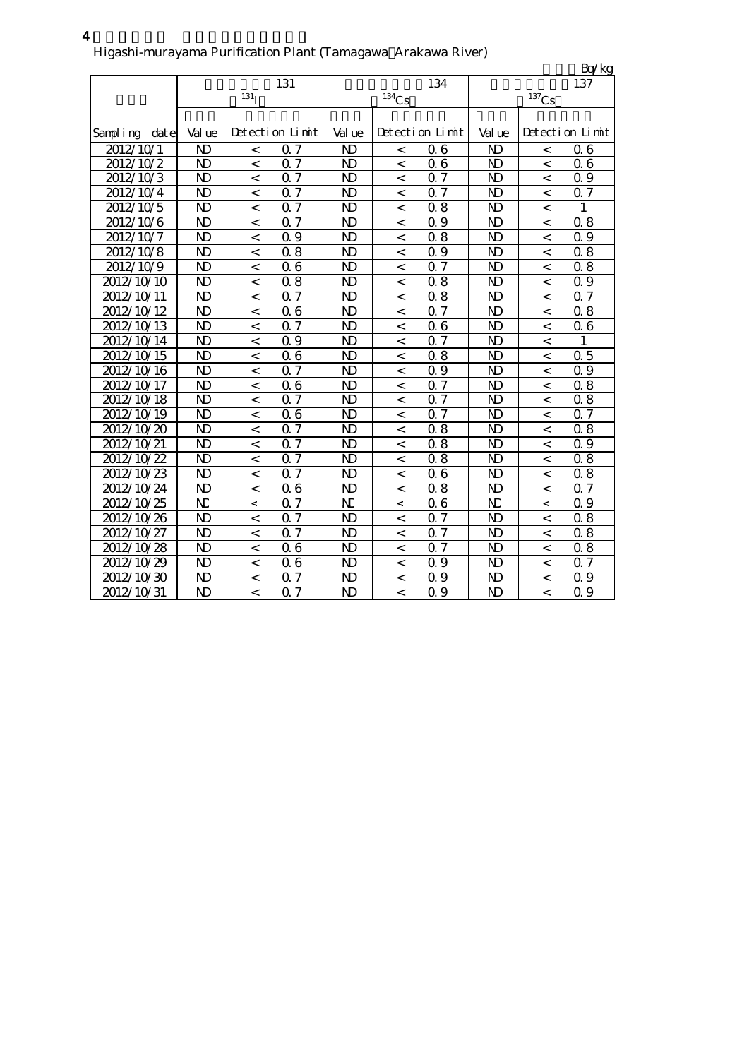4

Higashi-murayama Purification Plant (Tamagawa Arakawa River)

Bq/kg

| | 131 | | | 134 | | | 137 | | |
|---|---|---|---|---|---|---|---|---|---|
| | $^{131}$I | | | $^{134}$Cs | | | $^{137}$Cs | | |
| Sampling date | Value | Detection Limit | | Value | Detection Limit | | Value | Detection Limit | |
| 2012/10/1 | ND | < | 0.7 | ND | < | 0.6 | ND | < | 0.6 |
| 2012/10/2 | ND | < | 0.7 | ND | < | 0.6 | ND | < | 0.6 |
| 2012/10/3 | ND | < | 0.7 | ND | < | 0.7 | ND | < | 0.9 |
| 2012/10/4 | ND | < | 0.7 | ND | < | 0.7 | ND | < | 0.7 |
| 2012/10/5 | ND | < | 0.7 | ND | < | 0.8 | ND | < | 1 |
| 2012/10/6 | ND | < | 0.7 | ND | < | 0.9 | ND | < | 0.8 |
| 2012/10/7 | ND | < | 0.9 | ND | < | 0.8 | ND | < | 0.9 |
| 2012/10/8 | ND | < | 0.8 | ND | < | 0.9 | ND | < | 0.8 |
| 2012/10/9 | ND | < | 0.6 | ND | < | 0.7 | ND | < | 0.8 |
| 2012/10/10 | ND | < | 0.8 | ND | < | 0.8 | ND | < | 0.9 |
| 2012/10/11 | ND | < | 0.7 | ND | < | 0.8 | ND | < | 0.7 |
| 2012/10/12 | ND | < | 0.6 | ND | < | 0.7 | ND | < | 0.8 |
| 2012/10/13 | ND | < | 0.7 | ND | < | 0.6 | ND | < | 0.6 |
| 2012/10/14 | ND | < | 0.9 | ND | < | 0.7 | ND | < | 1 |
| 2012/10/15 | ND | < | 0.6 | ND | < | 0.8 | ND | < | 0.5 |
| 2012/10/16 | ND | < | 0.7 | ND | < | 0.9 | ND | < | 0.9 |
| 2012/10/17 | ND | < | 0.6 | ND | < | 0.7 | ND | < | 0.8 |
| 2012/10/18 | ND | < | 0.7 | ND | < | 0.7 | ND | < | 0.8 |
| 2012/10/19 | ND | < | 0.6 | ND | < | 0.7 | ND | < | 0.7 |
| 2012/10/20 | ND | < | 0.7 | ND | < | 0.8 | ND | < | 0.8 |
| 2012/10/21 | ND | < | 0.7 | ND | < | 0.8 | ND | < | 0.9 |
| 2012/10/22 | ND | < | 0.7 | ND | < | 0.8 | ND | < | 0.8 |
| 2012/10/23 | ND | < | 0.7 | ND | < | 0.6 | ND | < | 0.8 |
| 2012/10/24 | ND | < | 0.6 | ND | < | 0.8 | ND | < | 0.7 |
| 2012/10/25 | NC | < | 0.7 | NC | < | 0.6 | NC | < | 0.9 |
| 2012/10/26 | ND | < | 0.7 | ND | < | 0.7 | ND | < | 0.8 |
| 2012/10/27 | ND | < | 0.7 | ND | < | 0.7 | ND | < | 0.8 |
| 2012/10/28 | ND | < | 0.6 | ND | < | 0.7 | ND | < | 0.8 |
| 2012/10/29 | ND | < | 0.6 | ND | < | 0.9 | ND | < | 0.7 |
| 2012/10/30 | ND | < | 0.7 | ND | < | 0.9 | ND | < | 0.9 |
| 2012/10/31 | ND | < | 0.7 | ND | < | 0.9 | ND | < | 0.9 |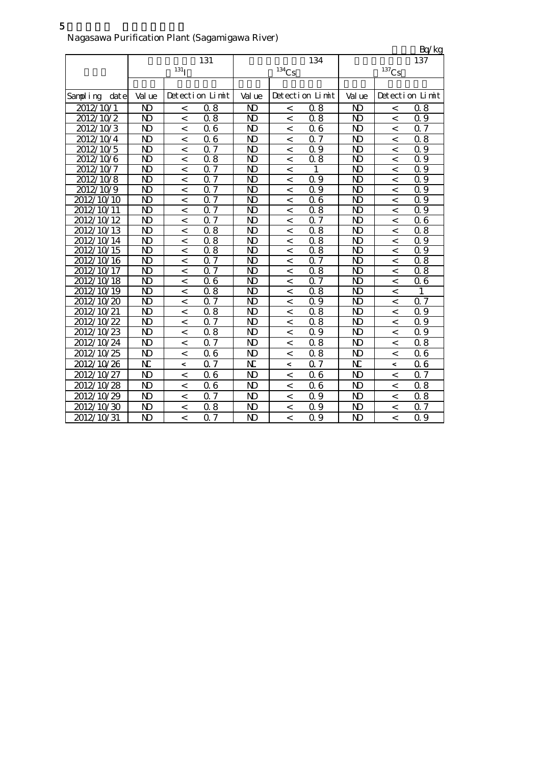5

Nagasawa Purification Plant (Sagamigawa River)

Bq/kg

| | 131 | | | 134 | | | 137 | | |
|---|---|---|---|---|---|---|---|---|---|
| | $^{131}I$ | | | $^{134}Cs$ | | | $^{137}Cs$ | | |
| Sampling date | Value | Detection Limit | | Value | Detection Limit | | Value | Detection Limit | |
| 2012/10/1 | ND | < | 0.8 | ND | < | 0.8 | ND | < | 0.8 |
| 2012/10/2 | ND | < | 0.8 | ND | < | 0.8 | ND | < | 0.9 |
| 2012/10/3 | ND | < | 0.6 | ND | < | 0.6 | ND | < | 0.7 |
| 2012/10/4 | ND | < | 0.6 | ND | < | 0.7 | ND | < | 0.8 |
| 2012/10/5 | ND | < | 0.7 | ND | < | 0.9 | ND | < | 0.9 |
| 2012/10/6 | ND | < | 0.8 | ND | < | 0.8 | ND | < | 0.9 |
| 2012/10/7 | ND | < | 0.7 | ND | < | 1 | ND | < | 0.9 |
| 2012/10/8 | ND | < | 0.7 | ND | < | 0.9 | ND | < | 0.9 |
| 2012/10/9 | ND | < | 0.7 | ND | < | 0.9 | ND | < | 0.9 |
| 2012/10/10 | ND | < | 0.7 | ND | < | 0.6 | ND | < | 0.9 |
| 2012/10/11 | ND | < | 0.7 | ND | < | 0.8 | ND | < | 0.9 |
| 2012/10/12 | ND | < | 0.7 | ND | < | 0.7 | ND | < | 0.6 |
| 2012/10/13 | ND | < | 0.8 | ND | < | 0.8 | ND | < | 0.8 |
| 2012/10/14 | ND | < | 0.8 | ND | < | 0.8 | ND | < | 0.9 |
| 2012/10/15 | ND | < | 0.8 | ND | < | 0.8 | ND | < | 0.9 |
| 2012/10/16 | ND | < | 0.7 | ND | < | 0.7 | ND | < | 0.8 |
| 2012/10/17 | ND | < | 0.7 | ND | < | 0.8 | ND | < | 0.8 |
| 2012/10/18 | ND | < | 0.6 | ND | < | 0.7 | ND | < | 0.6 |
| 2012/10/19 | ND | < | 0.8 | ND | < | 0.8 | ND | < | 1 |
| 2012/10/20 | ND | < | 0.7 | ND | < | 0.9 | ND | < | 0.7 |
| 2012/10/21 | ND | < | 0.8 | ND | < | 0.8 | ND | < | 0.9 |
| 2012/10/22 | ND | < | 0.7 | ND | < | 0.8 | ND | < | 0.9 |
| 2012/10/23 | ND | < | 0.8 | ND | < | 0.9 | ND | < | 0.9 |
| 2012/10/24 | ND | < | 0.7 | ND | < | 0.8 | ND | < | 0.8 |
| 2012/10/25 | ND | < | 0.6 | ND | < | 0.8 | ND | < | 0.6 |
| 2012/10/26 | NC | < | 0.7 | NC | < | 0.7 | NC | < | 0.6 |
| 2012/10/27 | ND | < | 0.6 | ND | < | 0.6 | ND | < | 0.7 |
| 2012/10/28 | ND | < | 0.6 | ND | < | 0.6 | ND | < | 0.8 |
| 2012/10/29 | ND | < | 0.7 | ND | < | 0.9 | ND | < | 0.8 |
| 2012/10/30 | ND | < | 0.8 | ND | < | 0.9 | ND | < | 0.7 |
| 2012/10/31 | ND | < | 0.7 | ND | < | 0.9 | ND | < | 0.9 |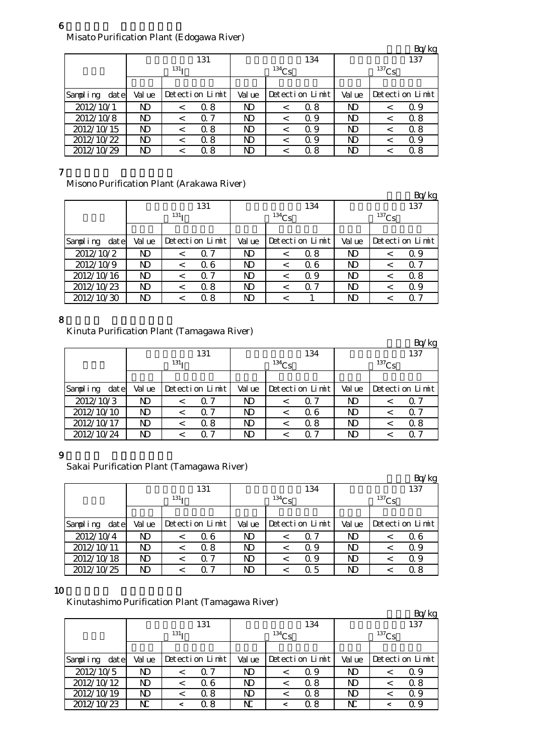6

Misato Purification Plant (Edogawa River)

Bq/kg

| | 131 | | | 134 | | | 137 | | |
|---|---|---|---|---|---|---|---|---|---|
| | $^{131}I$ | | | $^{134}Cs$ | | | $^{137}Cs$ | | |
| Sampling date | Value | Detection Limit | | Value | Detection Limit | | Value | Detection Limit | |
| 2012/10/1 | ND | < | 0.8 | ND | < | 0.8 | ND | < | 0.9 |
| 2012/10/8 | ND | < | 0.7 | ND | < | 0.9 | ND | < | 0.8 |
| 2012/10/15 | ND | < | 0.8 | ND | < | 0.9 | ND | < | 0.8 |
| 2012/10/22 | ND | < | 0.8 | ND | < | 0.9 | ND | < | 0.9 |
| 2012/10/29 | ND | < | 0.8 | ND | < | 0.8 | ND | < | 0.8 |

7

Misono Purification Plant (Arakawa River)

Bq/kg

| | 131 | | | 134 | | | 137 | | |
|---|---|---|---|---|---|---|---|---|---|
| | $^{131}I$ | | | $^{134}Cs$ | | | $^{137}Cs$ | | |
| Sampling date | Value | Detection Limit | | Value | Detection Limit | | Value | Detection Limit | |
| 2012/10/2 | ND | < | 0.7 | ND | < | 0.8 | ND | < | 0.9 |
| 2012/10/9 | ND | < | 0.6 | ND | < | 0.6 | ND | < | 0.7 |
| 2012/10/16 | ND | < | 0.7 | ND | < | 0.9 | ND | < | 0.8 |
| 2012/10/23 | ND | < | 0.8 | ND | < | 0.7 | ND | < | 0.9 |
| 2012/10/30 | ND | < | 0.8 | ND | < | 1 | ND | < | 0.7 |

8

Kinuta Purification Plant (Tamagawa River)

Bq/kg

| | 131 | | | 134 | | | 137 | | |
|---|---|---|---|---|---|---|---|---|---|
| | $^{131}I$ | | | $^{134}Cs$ | | | $^{137}Cs$ | | |
| Sampling date | Value | Detection Limit | | Value | Detection Limit | | Value | Detection Limit | |
| 2012/10/3 | ND | < | 0.7 | ND | < | 0.7 | ND | < | 0.7 |
| 2012/10/10 | ND | < | 0.7 | ND | < | 0.6 | ND | < | 0.7 |
| 2012/10/17 | ND | < | 0.8 | ND | < | 0.8 | ND | < | 0.8 |
| 2012/10/24 | ND | < | 0.7 | ND | < | 0.7 | ND | < | 0.7 |

9

Sakai Purification Plant (Tamagawa River)

Bq/kg

| | 131 | | | 134 | | | 137 | | |
|---|---|---|---|---|---|---|---|---|---|
| | $^{131}I$ | | | $^{134}Cs$ | | | $^{137}Cs$ | | |
| Sampling date | Value | Detection Limit | | Value | Detection Limit | | Value | Detection Limit | |
| 2012/10/4 | ND | < | 0.6 | ND | < | 0.7 | ND | < | 0.6 |
| 2012/10/11 | ND | < | 0.8 | ND | < | 0.9 | ND | < | 0.9 |
| 2012/10/18 | ND | < | 0.7 | ND | < | 0.9 | ND | < | 0.9 |
| 2012/10/25 | ND | < | 0.7 | ND | < | 0.5 | ND | < | 0.8 |

10

Kinutashimo Purification Plant (Tamagawa River)

Bq/kg

| | 131 | | | 134 | | | 137 | | |
|---|---|---|---|---|---|---|---|---|---|
| | $^{131}I$ | | | $^{134}Cs$ | | | $^{137}Cs$ | | |
| Sampling date | Value | Detection Limit | | Value | Detection Limit | | Value | Detection Limit | |
| 2012/10/5 | ND | < | 0.7 | ND | < | 0.9 | ND | < | 0.9 |
| 2012/10/12 | ND | < | 0.6 | ND | < | 0.8 | ND | < | 0.8 |
| 2012/10/19 | ND | < | 0.8 | ND | < | 0.8 | ND | < | 0.9 |
| 2012/10/23 | ND | < | 0.8 | ND | < | 0.8 | ND | < | 0.9 |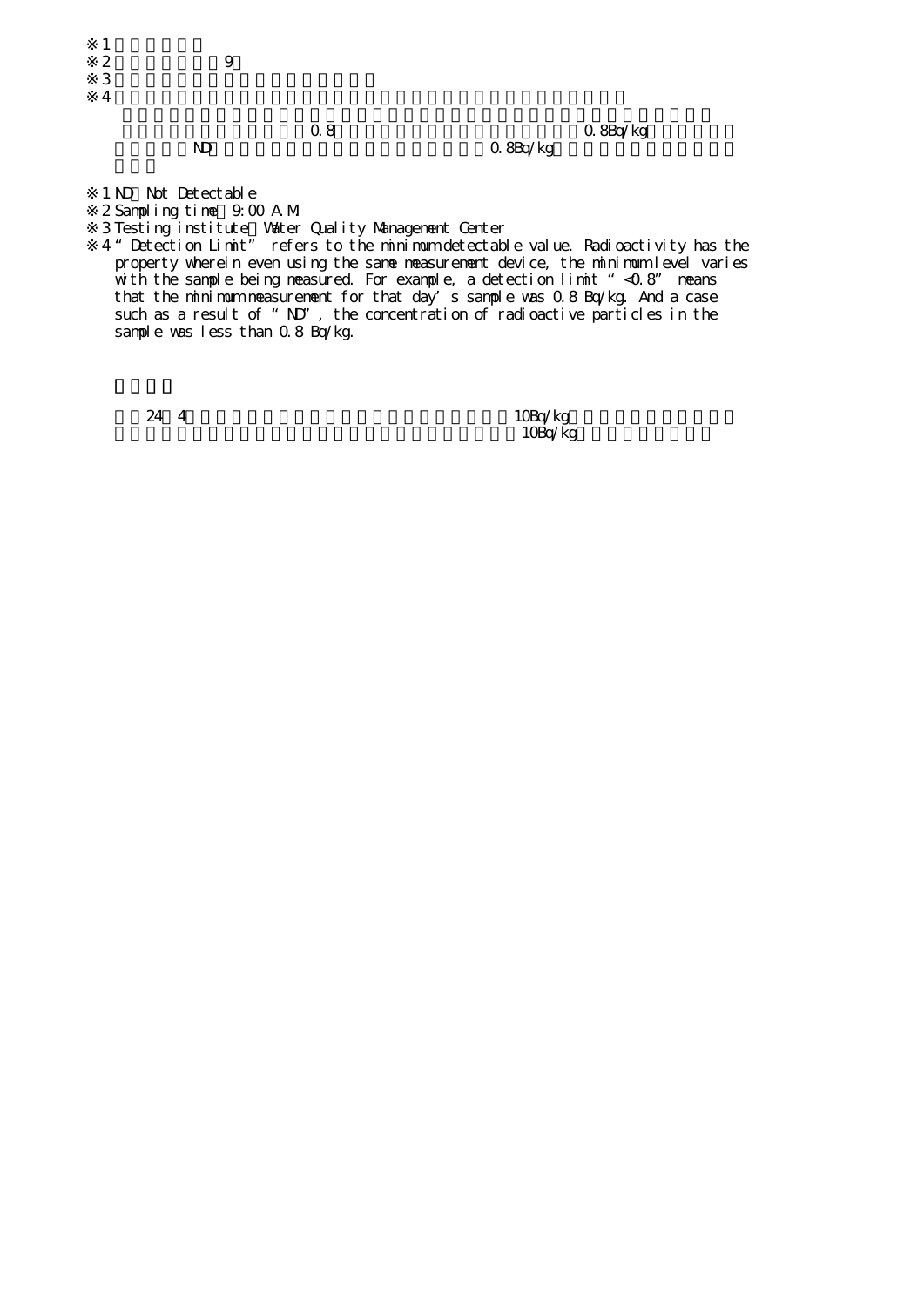※1

※2 9

※3

※4

0.8 0.8Bq/kg

ND 0.8Bq/kg

※1 ND Not Detectable

※2 Sampling time 9:00 A.M

※3 Testing institute Water Quality Management Center

※4 "Detection Limit" refers to the minimum detectable value. Radioactivity has the property wherein even using the same measurement device, the minimum level varies with the sample being measured. For example, a detection limit "<0.8" means that the minimum measurement for that day's sample was 0.8 Bq/kg. And a case such as a result of "ND", the concentration of radioactive particles in the sample was less than 0.8 Bq/kg.

24 4 10Bq/kg

10Bq/kg